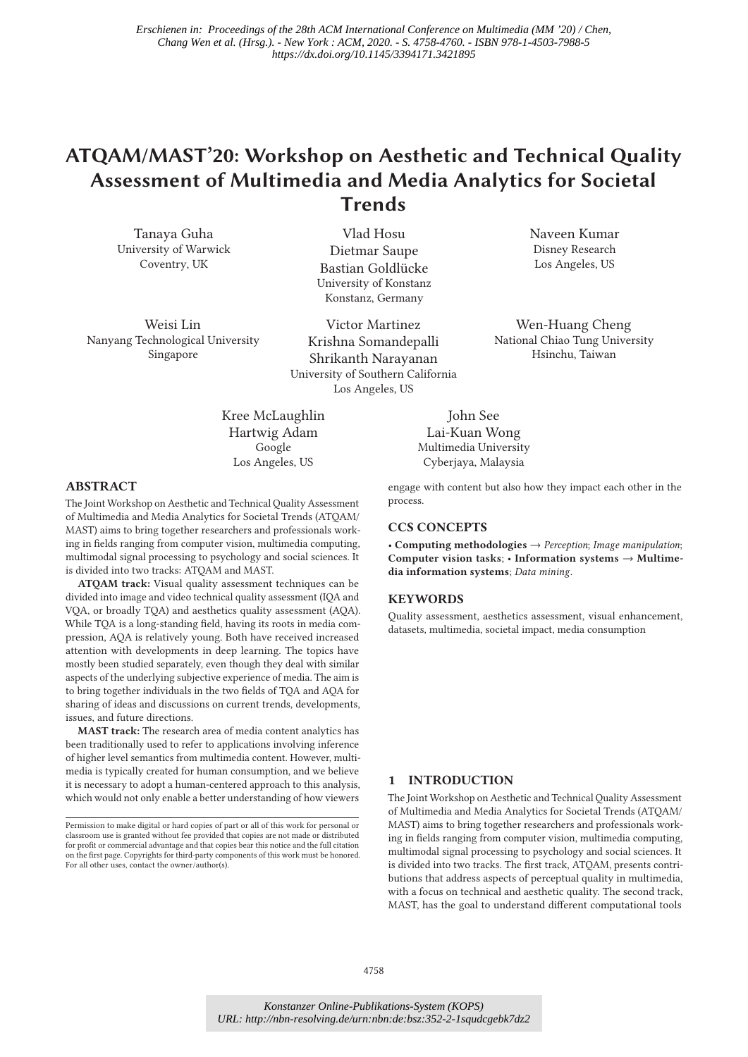Erschienen in: Proceedings of the 28th ACM International Conference on Multimedia (MM '20) / Chen, Chang Wen et al. (Hrsg.). - New York : ACM, 2020. - S. 4758-4760. - ISBN 978-1-4503-7988-5
https://dx.doi.org/10.1145/3394171.3421895

# ATQAM/MAST'20: Workshop on Aesthetic and Technical Quality Assessment of Multimedia and Media Analytics for Societal Trends

Tanaya Guha
University of Warwick
Coventry, UK

Vlad Hosu
Dietmar Saupe
Bastian Goldlücke
University of Konstanz
Konstanz, Germany

Naveen Kumar
Disney Research
Los Angeles, US

Weisi Lin
Nanyang Technological University
Singapore

Victor Martinez
Krishna Somandepalli
Shrikanth Narayanan
University of Southern California
Los Angeles, US

Wen-Huang Cheng
National Chiao Tung University
Hsinchu, Taiwan

Kree McLaughlin
Hartwig Adam
Google
Los Angeles, US

John See
Lai-Kuan Wong
Multimedia University
Cyberjaya, Malaysia

## ABSTRACT

The Joint Workshop on Aesthetic and Technical Quality Assessment of Multimedia and Media Analytics for Societal Trends (ATQAM/MAST) aims to bring together researchers and professionals working in fields ranging from computer vision, multimedia computing, multimodal signal processing to psychology and social sciences. It is divided into two tracks: ATQAM and MAST.

**ATQAM track:** Visual quality assessment techniques can be divided into image and video technical quality assessment (IQA and VQA, or broadly TQA) and aesthetics quality assessment (AQA). While TQA is a long-standing field, having its roots in media compression, AQA is relatively young. Both have received increased attention with developments in deep learning. The topics have mostly been studied separately, even though they deal with similar aspects of the underlying subjective experience of media. The aim is to bring together individuals in the two fields of TQA and AQA for sharing of ideas and discussions on current trends, developments, issues, and future directions.

**MAST track:** The research area of media content analytics has been traditionally used to refer to applications involving inference of higher level semantics from multimedia content. However, multimedia is typically created for human consumption, and we believe it is necessary to adopt a human-centered approach to this analysis, which would not only enable a better understanding of how viewers engage with content but also how they impact each other in the process.

Permission to make digital or hard copies of part or all of this work for personal or classroom use is granted without fee provided that copies are not made or distributed for profit or commercial advantage and that copies bear this notice and the full citation on the first page. Copyrights for third-party components of this work must be honored. For all other uses, contact the owner/author(s).

## CCS CONCEPTS

• **Computing methodologies** → *Perception*; *Image manipulation*; **Computer vision tasks**; • **Information systems** → **Multimedia information systems**; *Data mining*.

## KEYWORDS

Quality assessment, aesthetics assessment, visual enhancement, datasets, multimedia, societal impact, media consumption

## 1 INTRODUCTION

The Joint Workshop on Aesthetic and Technical Quality Assessment of Multimedia and Media Analytics for Societal Trends (ATQAM/MAST) aims to bring together researchers and professionals working in fields ranging from computer vision, multimedia computing, multimodal signal processing to psychology and social sciences. It is divided into two tracks. The first track, ATQAM, presents contributions that address aspects of perceptual quality in multimedia, with a focus on technical and aesthetic quality. The second track, MAST, has the goal to understand different computational tools

Konstanzer Online-Publikations-System (KOPS)
URL: http://nbn-resolving.de/urn:nbn:de:bsz:352-2-1squdcgebk7dz2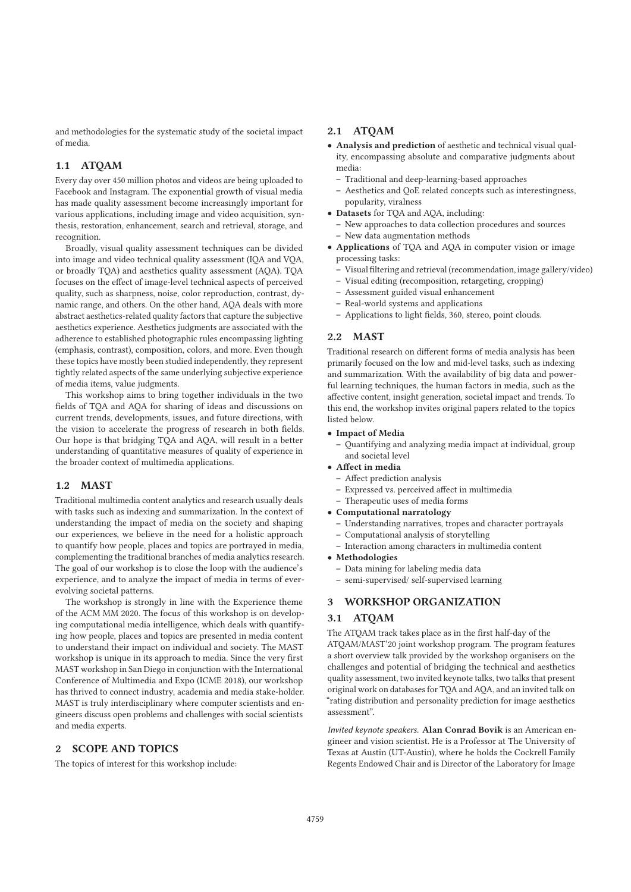and methodologies for the systematic study of the societal impact of media.

### 1.1 ATQAM

Every day over 450 million photos and videos are being uploaded to Facebook and Instagram. The exponential growth of visual media has made quality assessment become increasingly important for various applications, including image and video acquisition, synthesis, restoration, enhancement, search and retrieval, storage, and recognition.

Broadly, visual quality assessment techniques can be divided into image and video technical quality assessment (IQA and VQA, or broadly TQA) and aesthetics quality assessment (AQA). TQA focuses on the effect of image-level technical aspects of perceived quality, such as sharpness, noise, color reproduction, contrast, dynamic range, and others. On the other hand, AQA deals with more abstract aesthetics-related quality factors that capture the subjective aesthetics experience. Aesthetics judgments are associated with the adherence to established photographic rules encompassing lighting (emphasis, contrast), composition, colors, and more. Even though these topics have mostly been studied independently, they represent tightly related aspects of the same underlying subjective experience of media items, value judgments.

This workshop aims to bring together individuals in the two fields of TQA and AQA for sharing of ideas and discussions on current trends, developments, issues, and future directions, with the vision to accelerate the progress of research in both fields. Our hope is that bridging TQA and AQA, will result in a better understanding of quantitative measures of quality of experience in the broader context of multimedia applications.

### 1.2 MAST

Traditional multimedia content analytics and research usually deals with tasks such as indexing and summarization. In the context of understanding the impact of media on the society and shaping our experiences, we believe in the need for a holistic approach to quantify how people, places and topics are portrayed in media, complementing the traditional branches of media analytics research. The goal of our workshop is to close the loop with the audience's experience, and to analyze the impact of media in terms of ever-evolving societal patterns.

The workshop is strongly in line with the Experience theme of the ACM MM 2020. The focus of this workshop is on developing computational media intelligence, which deals with quantifying how people, places and topics are presented in media content to understand their impact on individual and society. The MAST workshop is unique in its approach to media. Since the very first MAST workshop in San Diego in conjunction with the International Conference of Multimedia and Expo (ICME 2018), our workshop has thrived to connect industry, academia and media stake-holder. MAST is truly interdisciplinary where computer scientists and engineers discuss open problems and challenges with social scientists and media experts.

## 2 SCOPE AND TOPICS

The topics of interest for this workshop include:

### 2.1 ATQAM

- **Analysis and prediction** of aesthetic and technical visual quality, encompassing absolute and comparative judgments about media:
  - Traditional and deep-learning-based approaches
  - Aesthetics and QoE related concepts such as interestingness, popularity, viralness
- **Datasets** for TQA and AQA, including:
  - New approaches to data collection procedures and sources
  - New data augmentation methods
- **Applications** of TQA and AQA in computer vision or image processing tasks:
  - Visual filtering and retrieval (recommendation, image gallery/video)
  - Visual editing (recomposition, retargeting, cropping)
  - Assessment guided visual enhancement
  - Real-world systems and applications
  - Applications to light fields, 360, stereo, point clouds.

### 2.2 MAST

Traditional research on different forms of media analysis has been primarily focused on the low and mid-level tasks, such as indexing and summarization. With the availability of big data and powerful learning techniques, the human factors in media, such as the affective content, insight generation, societal impact and trends. To this end, the workshop invites original papers related to the topics listed below.

- **Impact of Media**
  - Quantifying and analyzing media impact at individual, group and societal level
- **Affect in media**
  - Affect prediction analysis
  - Expressed vs. perceived affect in multimedia
  - Therapeutic uses of media forms
- **Computational narratology**
  - Understanding narratives, tropes and character portrayals
  - Computational analysis of storytelling
  - Interaction among characters in multimedia content
- **Methodologies**
  - Data mining for labeling media data
  - semi-supervised/ self-supervised learning

## 3 WORKSHOP ORGANIZATION

### 3.1 ATQAM

The ATQAM track takes place as in the first half-day of the ATQAM/MAST'20 joint workshop program. The program features a short overview talk provided by the workshop organisers on the challenges and potential of bridging the technical and aesthetics quality assessment, two invited keynote talks, two talks that present original work on databases for TQA and AQA, and an invited talk on "rating distribution and personality prediction for image aesthetics assessment".

*Invited keynote speakers.* **Alan Conrad Bovik** is an American engineer and vision scientist. He is a Professor at The University of Texas at Austin (UT-Austin), where he holds the Cockrell Family Regents Endowed Chair and is Director of the Laboratory for Image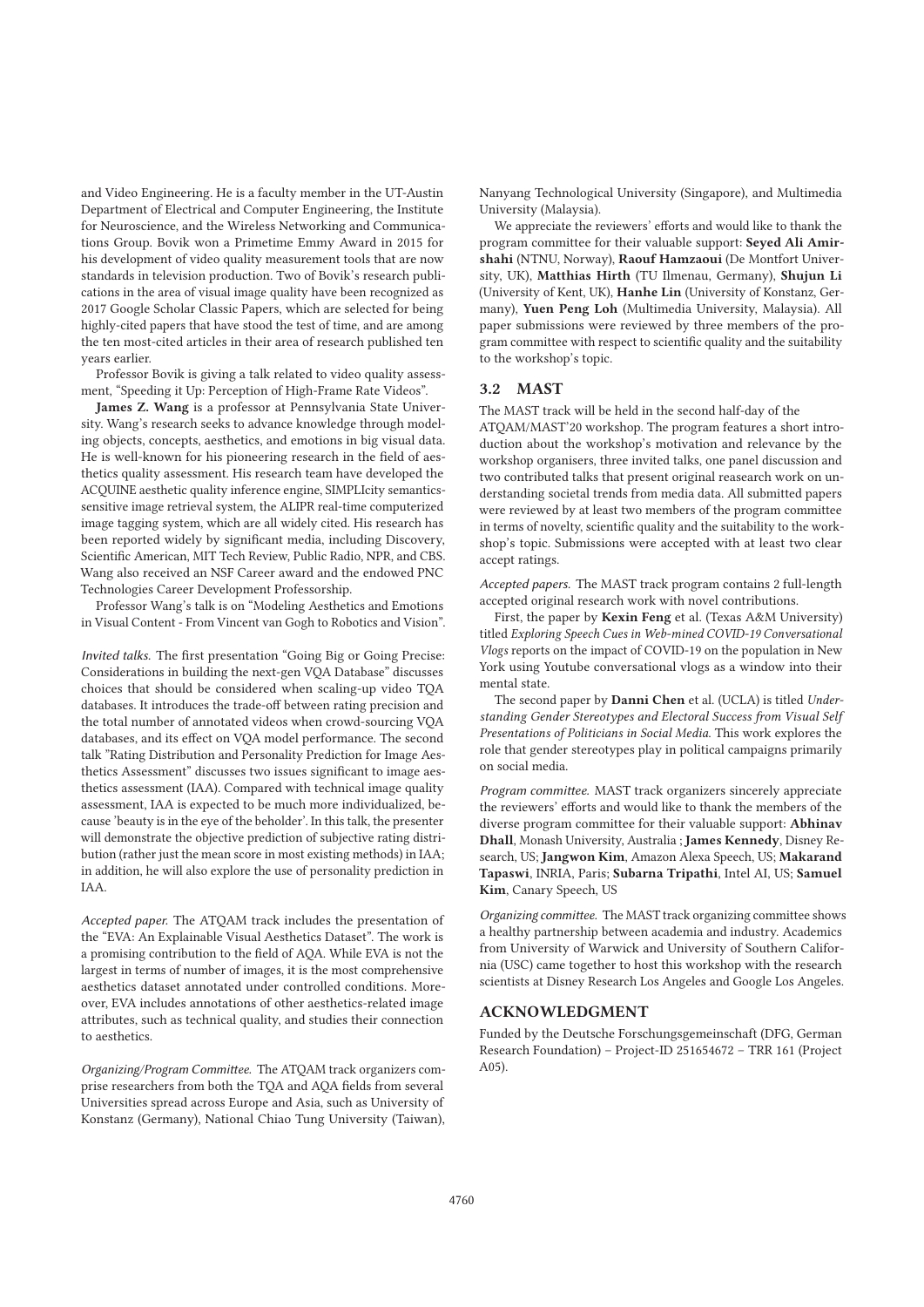and Video Engineering. He is a faculty member in the UT-Austin Department of Electrical and Computer Engineering, the Institute for Neuroscience, and the Wireless Networking and Communications Group. Bovik won a Primetime Emmy Award in 2015 for his development of video quality measurement tools that are now standards in television production. Two of Bovik's research publications in the area of visual image quality have been recognized as 2017 Google Scholar Classic Papers, which are selected for being highly-cited papers that have stood the test of time, and are among the ten most-cited articles in their area of research published ten years earlier.

Professor Bovik is giving a talk related to video quality assessment, "Speeding it Up: Perception of High-Frame Rate Videos".

**James Z. Wang** is a professor at Pennsylvania State University. Wang's research seeks to advance knowledge through modeling objects, concepts, aesthetics, and emotions in big visual data. He is well-known for his pioneering research in the field of aesthetics quality assessment. His research team have developed the ACQUINE aesthetic quality inference engine, SIMPLIcity semantics-sensitive image retrieval system, the ALIPR real-time computerized image tagging system, which are all widely cited. His research has been reported widely by significant media, including Discovery, Scientific American, MIT Tech Review, Public Radio, NPR, and CBS. Wang also received an NSF Career award and the endowed PNC Technologies Career Development Professorship.

Professor Wang's talk is on "Modeling Aesthetics and Emotions in Visual Content - From Vincent van Gogh to Robotics and Vision".

*Invited talks.* The first presentation "Going Big or Going Precise: Considerations in building the next-gen VQA Database" discusses choices that should be considered when scaling-up video TQA databases. It introduces the trade-off between rating precision and the total number of annotated videos when crowd-sourcing VQA databases, and its effect on VQA model performance. The second talk "Rating Distribution and Personality Prediction for Image Aesthetics Assessment" discusses two issues significant to image aesthetics assessment (IAA). Compared with technical image quality assessment, IAA is expected to be much more individualized, because 'beauty is in the eye of the beholder'. In this talk, the presenter will demonstrate the objective prediction of subjective rating distribution (rather just the mean score in most existing methods) in IAA; in addition, he will also explore the use of personality prediction in IAA.

*Accepted paper.* The ATQAM track includes the presentation of the "EVA: An Explainable Visual Aesthetics Dataset". The work is a promising contribution to the field of AQA. While EVA is not the largest in terms of number of images, it is the most comprehensive aesthetics dataset annotated under controlled conditions. Moreover, EVA includes annotations of other aesthetics-related image attributes, such as technical quality, and studies their connection to aesthetics.

*Organizing/Program Committee.* The ATQAM track organizers comprise researchers from both the TQA and AQA fields from several Universities spread across Europe and Asia, such as University of Konstanz (Germany), National Chiao Tung University (Taiwan), Nanyang Technological University (Singapore), and Multimedia University (Malaysia).

We appreciate the reviewers' efforts and would like to thank the program committee for their valuable support: **Seyed Ali Amirshahi** (NTNU, Norway), **Raouf Hamzaoui** (De Montfort University, UK), **Matthias Hirth** (TU Ilmenau, Germany), **Shujun Li** (University of Kent, UK), **Hanhe Lin** (University of Konstanz, Germany), **Yuen Peng Loh** (Multimedia University, Malaysia). All paper submissions were reviewed by three members of the program committee with respect to scientific quality and the suitability to the workshop's topic.

## 3.2 MAST

The MAST track will be held in the second half-day of the ATQAM/MAST'20 workshop. The program features a short introduction about the workshop's motivation and relevance by the workshop organisers, three invited talks, one panel discussion and two contributed talks that present original reasearch work on understanding societal trends from media data. All submitted papers were reviewed by at least two members of the program committee in terms of novelty, scientific quality and the suitability to the workshop's topic. Submissions were accepted with at least two clear accept ratings.

*Accepted papers.* The MAST track program contains 2 full-length accepted original research work with novel contributions.

First, the paper by **Kexin Feng** et al. (Texas A&M University) titled *Exploring Speech Cues in Web-mined COVID-19 Conversational Vlogs* reports on the impact of COVID-19 on the population in New York using Youtube conversational vlogs as a window into their mental state.

The second paper by **Danni Chen** et al. (UCLA) is titled *Understanding Gender Stereotypes and Electoral Success from Visual Self Presentations of Politicians in Social Media*. This work explores the role that gender stereotypes play in political campaigns primarily on social media.

*Program committee.* MAST track organizers sincerely appreciate the reviewers' efforts and would like to thank the members of the diverse program committee for their valuable support: **Abhinav Dhall**, Monash University, Australia ; **James Kennedy**, Disney Research, US; **Jangwon Kim**, Amazon Alexa Speech, US; **Makarand Tapaswi**, INRIA, Paris; **Subarna Tripathi**, Intel AI, US; **Samuel Kim**, Canary Speech, US

*Organizing committee.* The MAST track organizing committee shows a healthy partnership between academia and industry. Academics from University of Warwick and University of Southern California (USC) came together to host this workshop with the research scientists at Disney Research Los Angeles and Google Los Angeles.

## ACKNOWLEDGMENT

Funded by the Deutsche Forschungsgemeinschaft (DFG, German Research Foundation) – Project-ID 251654672 – TRR 161 (Project A05).